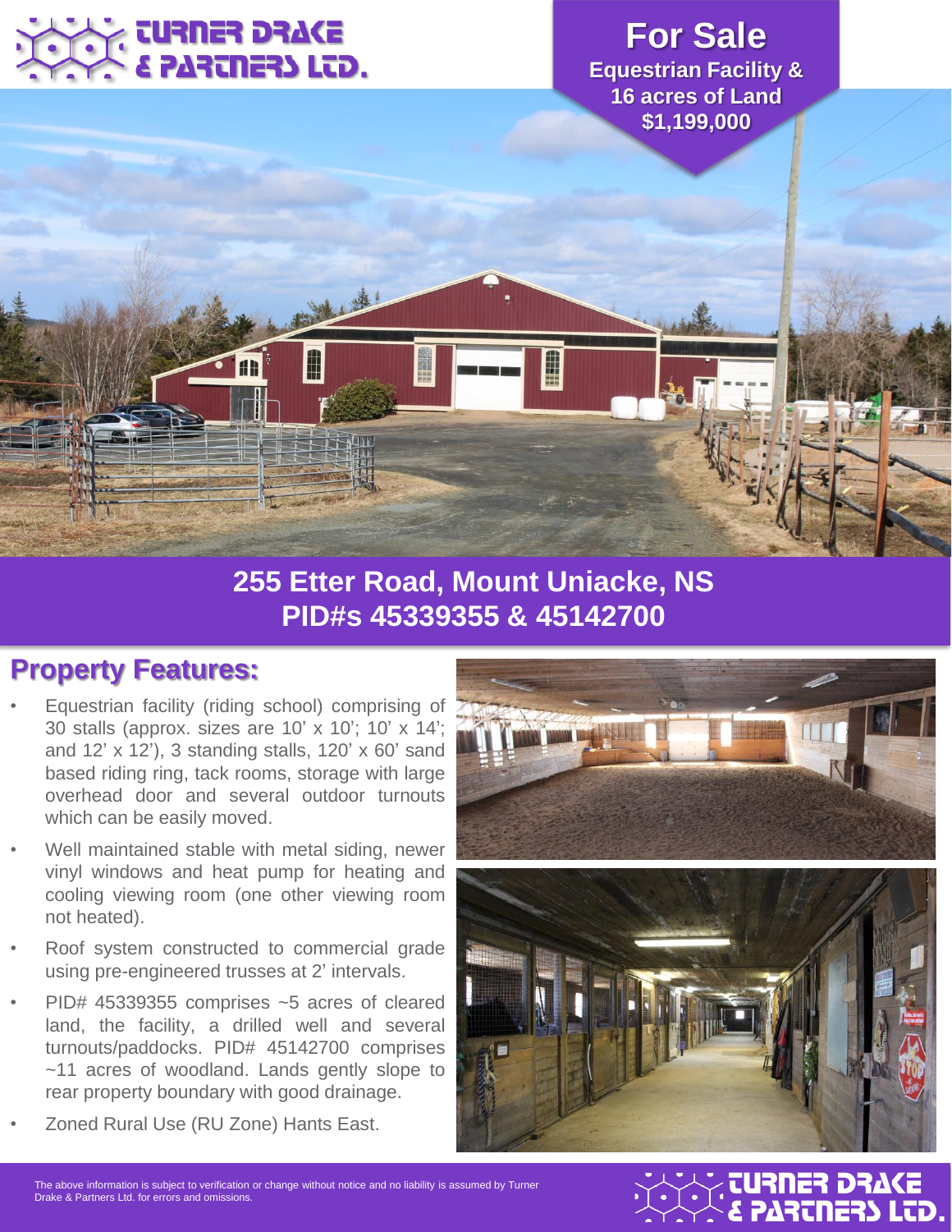TURNER DRAKE & PARTNERS LTD.

# For Sale

**Equestrian Facility & 16 acres of Land**

**$1,199,000**

## 255 Etter Road, Mount Uniacke, NS
## PID#s 45339355 & 45142700

## Property Features:

- Equestrian facility (riding school) comprising of 30 stalls (approx. sizes are 10' x 10'; 10' x 14'; and 12' x 12'), 3 standing stalls, 120' x 60' sand based riding ring, tack rooms, storage with large overhead door and several outdoor turnouts which can be easily moved.
- Well maintained stable with metal siding, newer vinyl windows and heat pump for heating and cooling viewing room (one other viewing room not heated).
- Roof system constructed to commercial grade using pre-engineered trusses at 2' intervals.
- PID# 45339355 comprises ~5 acres of cleared land, the facility, a drilled well and several turnouts/paddocks. PID# 45142700 comprises ~11 acres of woodland. Lands gently slope to rear property boundary with good drainage.
- Zoned Rural Use (RU Zone) Hants East.

The above information is subject to verification or change without notice and no liability is assumed by Turner Drake & Partners Ltd. for errors and omissions.

TURNER DRAKE & PARTNERS LTD.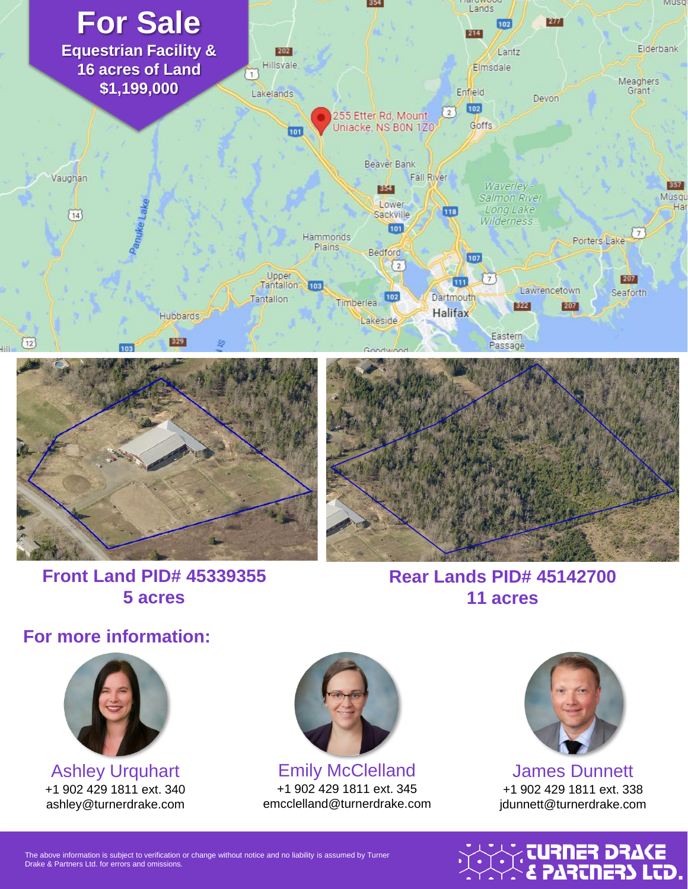# For Sale

**Equestrian Facility & 16 acres of Land**

**$1,199,000**

255 Etter Rd, Mount Uniacke, NS B0N 1Z0

**Front Land PID# 45339355**
**5 acres**

**Rear Lands PID# 45142700**
**11 acres**

## For more information:

**Ashley Urquhart**
+1 902 429 1811 ext. 340
ashley@turnerdrake.com

**Emily McClelland**
+1 902 429 1811 ext. 345
emcclelland@turnerdrake.com

**James Dunnett**
+1 902 429 1811 ext. 338
jdunnett@turnerdrake.com

The above information is subject to verification or change without notice and no liability is assumed by Turner Drake & Partners Ltd. for errors and omissions.

TURNER DRAKE & PARTNERS LTD.